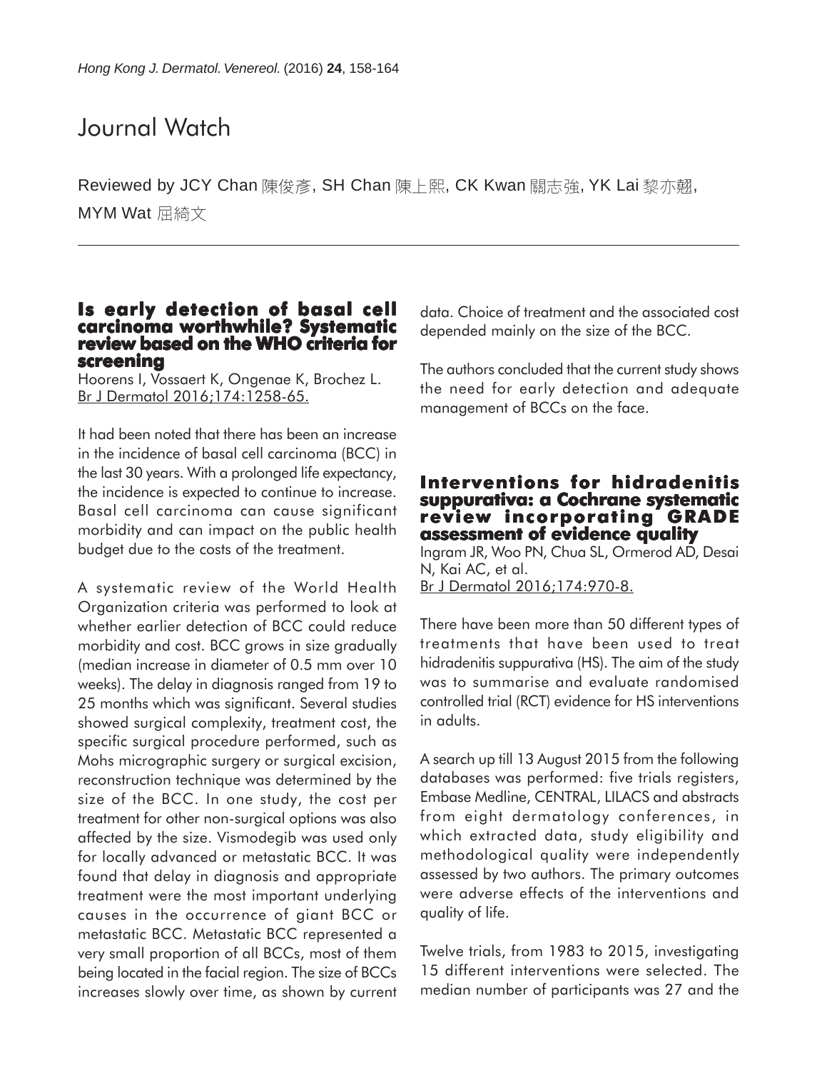# Journal Watch

Reviewed by JCY Chan 陳俊彥, SH Chan 陳上熙, CK Kwan 關志強, YK Lai 黎亦翹, MYM Wat 屈綺文

## Is early detection of basal cell carcinoma worthwhile? Systematic review based on the WHO criteria for screening

Hoorens I, Vossaert K, Ongenae K, Brochez L.
Br J Dermatol 2016;174:1258-65.

It had been noted that there has been an increase in the incidence of basal cell carcinoma (BCC) in the last 30 years. With a prolonged life expectancy, the incidence is expected to continue to increase. Basal cell carcinoma can cause significant morbidity and can impact on the public health budget due to the costs of the treatment.

A systematic review of the World Health Organization criteria was performed to look at whether earlier detection of BCC could reduce morbidity and cost. BCC grows in size gradually (median increase in diameter of 0.5 mm over 10 weeks). The delay in diagnosis ranged from 19 to 25 months which was significant. Several studies showed surgical complexity, treatment cost, the specific surgical procedure performed, such as Mohs micrographic surgery or surgical excision, reconstruction technique was determined by the size of the BCC. In one study, the cost per treatment for other non-surgical options was also affected by the size. Vismodegib was used only for locally advanced or metastatic BCC. It was found that delay in diagnosis and appropriate treatment were the most important underlying causes in the occurrence of giant BCC or metastatic BCC. Metastatic BCC represented a very small proportion of all BCCs, most of them being located in the facial region. The size of BCCs increases slowly over time, as shown by current data. Choice of treatment and the associated cost depended mainly on the size of the BCC.

The authors concluded that the current study shows the need for early detection and adequate management of BCCs on the face.

## Interventions for hidradenitis suppurativa: a Cochrane systematic review incorporating GRADE assessment of evidence quality

Ingram JR, Woo PN, Chua SL, Ormerod AD, Desai N, Kai AC, et al.
Br J Dermatol 2016;174:970-8.

There have been more than 50 different types of treatments that have been used to treat hidradenitis suppurativa (HS). The aim of the study was to summarise and evaluate randomised controlled trial (RCT) evidence for HS interventions in adults.

A search up till 13 August 2015 from the following databases was performed: five trials registers, Embase Medline, CENTRAL, LILACS and abstracts from eight dermatology conferences, in which extracted data, study eligibility and methodological quality were independently assessed by two authors. The primary outcomes were adverse effects of the interventions and quality of life.

Twelve trials, from 1983 to 2015, investigating 15 different interventions were selected. The median number of participants was 27 and the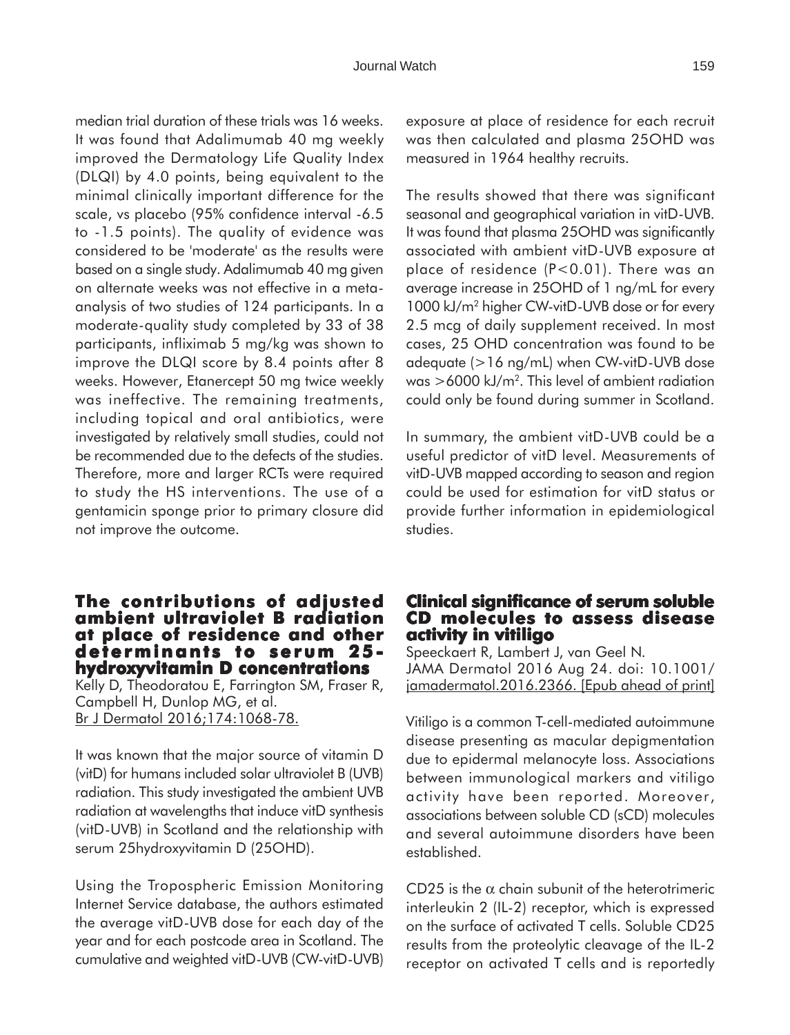median trial duration of these trials was 16 weeks. It was found that Adalimumab 40 mg weekly improved the Dermatology Life Quality Index (DLQI) by 4.0 points, being equivalent to the minimal clinically important difference for the scale, vs placebo (95% confidence interval -6.5 to -1.5 points). The quality of evidence was considered to be 'moderate' as the results were based on a single study. Adalimumab 40 mg given on alternate weeks was not effective in a meta-analysis of two studies of 124 participants. In a moderate-quality study completed by 33 of 38 participants, infliximab 5 mg/kg was shown to improve the DLQI score by 8.4 points after 8 weeks. However, Etanercept 50 mg twice weekly was ineffective. The remaining treatments, including topical and oral antibiotics, were investigated by relatively small studies, could not be recommended due to the defects of the studies. Therefore, more and larger RCTs were required to study the HS interventions. The use of a gentamicin sponge prior to primary closure did not improve the outcome.

## The contributions of adjusted ambient ultraviolet B radiation at place of residence and other determinants to serum 25-hydroxyvitamin D concentrations

Kelly D, Theodoratou E, Farrington SM, Fraser R, Campbell H, Dunlop MG, et al.
Br J Dermatol 2016;174:1068-78.

It was known that the major source of vitamin D (vitD) for humans included solar ultraviolet B (UVB) radiation. This study investigated the ambient UVB radiation at wavelengths that induce vitD synthesis (vitD-UVB) in Scotland and the relationship with serum 25hydroxyvitamin D (25OHD).

Using the Tropospheric Emission Monitoring Internet Service database, the authors estimated the average vitD-UVB dose for each day of the year and for each postcode area in Scotland. The cumulative and weighted vitD-UVB (CW-vitD-UVB) exposure at place of residence for each recruit was then calculated and plasma 25OHD was measured in 1964 healthy recruits.

The results showed that there was significant seasonal and geographical variation in vitD-UVB. It was found that plasma 25OHD was significantly associated with ambient vitD-UVB exposure at place of residence ($P<0.01$). There was an average increase in 25OHD of 1 ng/mL for every 1000 kJ/m$^2$ higher CW-vitD-UVB dose or for every 2.5 mcg of daily supplement received. In most cases, 25 OHD concentration was found to be adequate (>16 ng/mL) when CW-vitD-UVB dose was >6000 kJ/m$^2$. This level of ambient radiation could only be found during summer in Scotland.

In summary, the ambient vitD-UVB could be a useful predictor of vitD level. Measurements of vitD-UVB mapped according to season and region could be used for estimation for vitD status or provide further information in epidemiological studies.

## Clinical significance of serum soluble CD molecules to assess disease activity in vitiligo

Speeckaert R, Lambert J, van Geel N.
JAMA Dermatol 2016 Aug 24. doi: 10.1001/jamadermatol.2016.2366. [Epub ahead of print]

Vitiligo is a common T-cell-mediated autoimmune disease presenting as macular depigmentation due to epidermal melanocyte loss. Associations between immunological markers and vitiligo activity have been reported. Moreover, associations between soluble CD (sCD) molecules and several autoimmune disorders have been established.

CD25 is the $\alpha$ chain subunit of the heterotrimeric interleukin 2 (IL-2) receptor, which is expressed on the surface of activated T cells. Soluble CD25 results from the proteolytic cleavage of the IL-2 receptor on activated T cells and is reportedly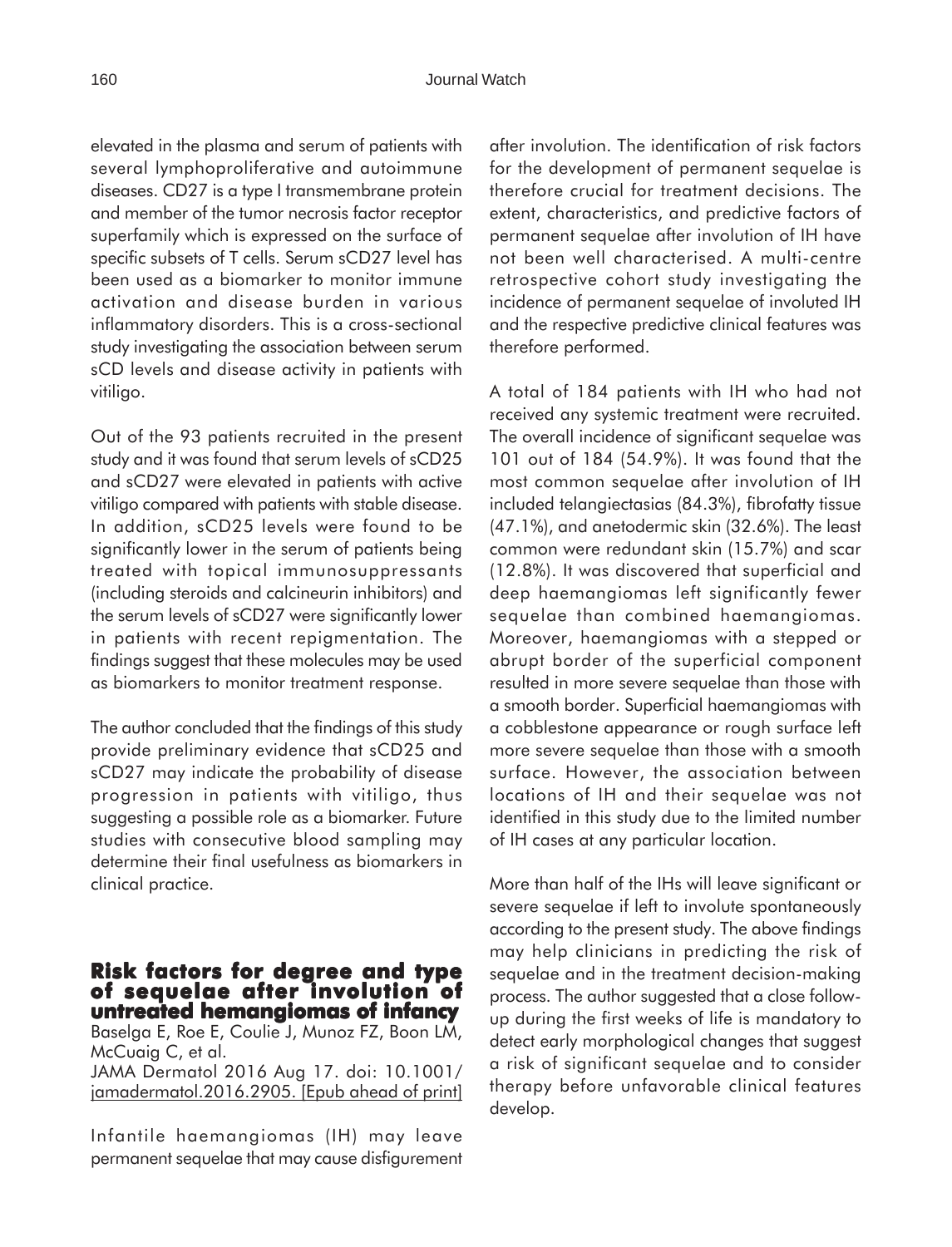elevated in the plasma and serum of patients with several lymphoproliferative and autoimmune diseases. CD27 is a type I transmembrane protein and member of the tumor necrosis factor receptor superfamily which is expressed on the surface of specific subsets of T cells. Serum sCD27 level has been used as a biomarker to monitor immune activation and disease burden in various inflammatory disorders. This is a cross-sectional study investigating the association between serum sCD levels and disease activity in patients with vitiligo.

Out of the 93 patients recruited in the present study and it was found that serum levels of sCD25 and sCD27 were elevated in patients with active vitiligo compared with patients with stable disease. In addition, sCD25 levels were found to be significantly lower in the serum of patients being treated with topical immunosuppressants (including steroids and calcineurin inhibitors) and the serum levels of sCD27 were significantly lower in patients with recent repigmentation. The findings suggest that these molecules may be used as biomarkers to monitor treatment response.

The author concluded that the findings of this study provide preliminary evidence that sCD25 and sCD27 may indicate the probability of disease progression in patients with vitiligo, thus suggesting a possible role as a biomarker. Future studies with consecutive blood sampling may determine their final usefulness as biomarkers in clinical practice.

## Risk factors for degree and type of sequelae after involution of untreated hemangiomas of infancy

Baselga E, Roe E, Coulie J, Munoz FZ, Boon LM, McCuaig C, et al.
JAMA Dermatol 2016 Aug 17. doi: 10.1001/jamadermatol.2016.2905. [Epub ahead of print]

Infantile haemangiomas (IH) may leave permanent sequelae that may cause disfigurement after involution. The identification of risk factors for the development of permanent sequelae is therefore crucial for treatment decisions. The extent, characteristics, and predictive factors of permanent sequelae after involution of IH have not been well characterised. A multi-centre retrospective cohort study investigating the incidence of permanent sequelae of involuted IH and the respective predictive clinical features was therefore performed.

A total of 184 patients with IH who had not received any systemic treatment were recruited. The overall incidence of significant sequelae was 101 out of 184 (54.9%). It was found that the most common sequelae after involution of IH included telangiectasias (84.3%), fibrofatty tissue (47.1%), and anetodermic skin (32.6%). The least common were redundant skin (15.7%) and scar (12.8%). It was discovered that superficial and deep haemangiomas left significantly fewer sequelae than combined haemangiomas. Moreover, haemangiomas with a stepped or abrupt border of the superficial component resulted in more severe sequelae than those with a smooth border. Superficial haemangiomas with a cobblestone appearance or rough surface left more severe sequelae than those with a smooth surface. However, the association between locations of IH and their sequelae was not identified in this study due to the limited number of IH cases at any particular location.

More than half of the IHs will leave significant or severe sequelae if left to involute spontaneously according to the present study. The above findings may help clinicians in predicting the risk of sequelae and in the treatment decision-making process. The author suggested that a close follow-up during the first weeks of life is mandatory to detect early morphological changes that suggest a risk of significant sequelae and to consider therapy before unfavorable clinical features develop.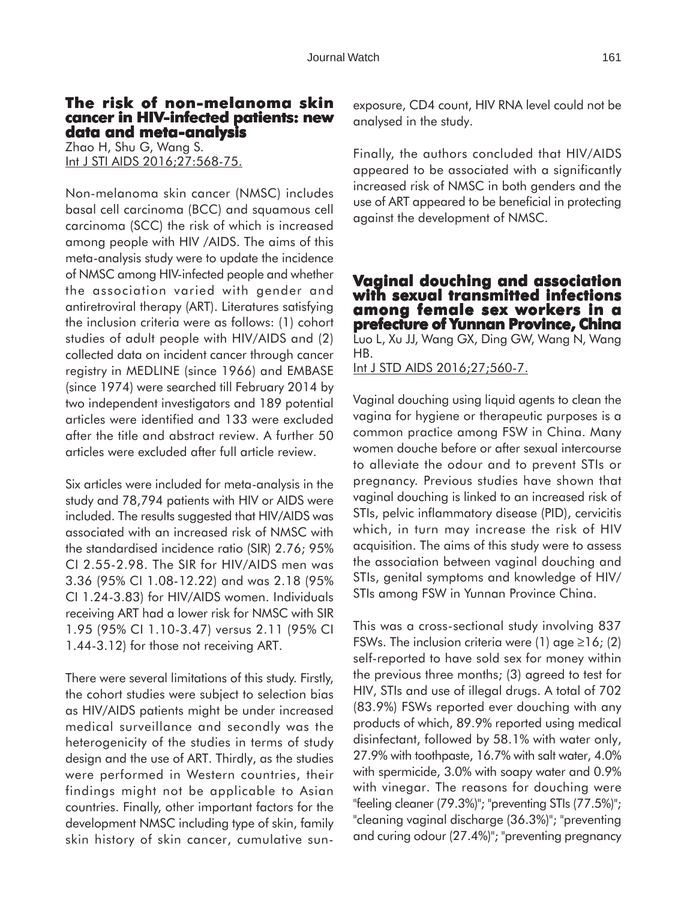## The risk of non-melanoma skin cancer in HIV-infected patients: new data and meta-analysis

Zhao H, Shu G, Wang S.
Int J STI AIDS 2016;27:568-75.

Non-melanoma skin cancer (NMSC) includes basal cell carcinoma (BCC) and squamous cell carcinoma (SCC) the risk of which is increased among people with HIV /AIDS. The aims of this meta-analysis study were to update the incidence of NMSC among HIV-infected people and whether the association varied with gender and antiretroviral therapy (ART). Literatures satisfying the inclusion criteria were as follows: (1) cohort studies of adult people with HIV/AIDS and (2) collected data on incident cancer through cancer registry in MEDLINE (since 1966) and EMBASE (since 1974) were searched till February 2014 by two independent investigators and 189 potential articles were identified and 133 were excluded after the title and abstract review. A further 50 articles were excluded after full article review.

Six articles were included for meta-analysis in the study and 78,794 patients with HIV or AIDS were included. The results suggested that HIV/AIDS was associated with an increased risk of NMSC with the standardised incidence ratio (SIR) 2.76; 95% CI 2.55-2.98. The SIR for HIV/AIDS men was 3.36 (95% CI 1.08-12.22) and was 2.18 (95% CI 1.24-3.83) for HIV/AIDS women. Individuals receiving ART had a lower risk for NMSC with SIR 1.95 (95% CI 1.10-3.47) versus 2.11 (95% CI 1.44-3.12) for those not receiving ART.

There were several limitations of this study. Firstly, the cohort studies were subject to selection bias as HIV/AIDS patients might be under increased medical surveillance and secondly was the heterogenicity of the studies in terms of study design and the use of ART. Thirdly, as the studies were performed in Western countries, their findings might not be applicable to Asian countries. Finally, other important factors for the development NMSC including type of skin, family skin history of skin cancer, cumulative sun-exposure, CD4 count, HIV RNA level could not be analysed in the study.

Finally, the authors concluded that HIV/AIDS appeared to be associated with a significantly increased risk of NMSC in both genders and the use of ART appeared to be beneficial in protecting against the development of NMSC.

## Vaginal douching and association with sexual transmitted infections among female sex workers in a prefecture of Yunnan Province, China

Luo L, Xu JJ, Wang GX, Ding GW, Wang N, Wang HB.
Int J STD AIDS 2016;27;560-7.

Vaginal douching using liquid agents to clean the vagina for hygiene or therapeutic purposes is a common practice among FSW in China. Many women douche before or after sexual intercourse to alleviate the odour and to prevent STIs or pregnancy. Previous studies have shown that vaginal douching is linked to an increased risk of STIs, pelvic inflammatory disease (PID), cervicitis which, in turn may increase the risk of HIV acquisition. The aims of this study were to assess the association between vaginal douching and STIs, genital symptoms and knowledge of HIV/STIs among FSW in Yunnan Province China.

This was a cross-sectional study involving 837 FSWs. The inclusion criteria were (1) age ≥16; (2) self-reported to have sold sex for money within the previous three months; (3) agreed to test for HIV, STIs and use of illegal drugs. A total of 702 (83.9%) FSWs reported ever douching with any products of which, 89.9% reported using medical disinfectant, followed by 58.1% with water only, 27.9% with toothpaste, 16.7% with salt water, 4.0% with spermicide, 3.0% with soapy water and 0.9% with vinegar. The reasons for douching were "feeling cleaner (79.3%)"; "preventing STIs (77.5%)"; "cleaning vaginal discharge (36.3%)"; "preventing and curing odour (27.4%)"; "preventing pregnancy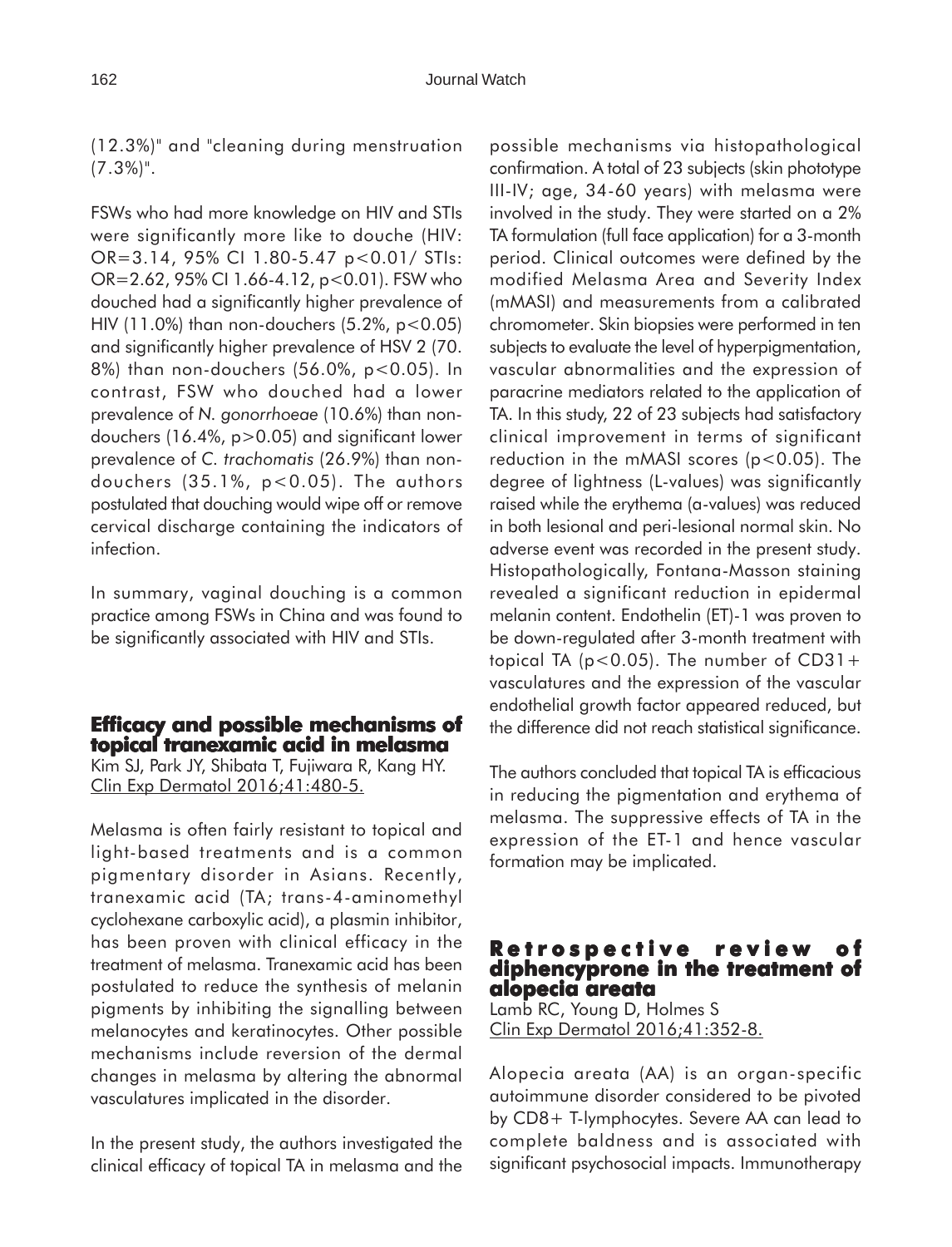(12.3%)" and "cleaning during menstruation (7.3%)".

FSWs who had more knowledge on HIV and STIs were significantly more like to douche (HIV: OR=3.14, 95% CI 1.80-5.47 $p<0.01$/ STIs: OR=2.62, 95% CI 1.66-4.12, $p<0.01$). FSW who douched had a significantly higher prevalence of HIV (11.0%) than non-douchers (5.2%, $p<0.05$) and significantly higher prevalence of HSV 2 (70.8%) than non-douchers (56.0%, $p<0.05$). In contrast, FSW who douched had a lower prevalence of *N. gonorrhoeae* (10.6%) than non-douchers (16.4%, $p>0.05$) and significant lower prevalence of *C. trachomatis* (26.9%) than non-douchers (35.1%, $p<0.05$). The authors postulated that douching would wipe off or remove cervical discharge containing the indicators of infection.

In summary, vaginal douching is a common practice among FSWs in China and was found to be significantly associated with HIV and STIs.

## Efficacy and possible mechanisms of topical tranexamic acid in melasma

Kim SJ, Park JY, Shibata T, Fujiwara R, Kang HY.
Clin Exp Dermatol 2016;41:480-5.

Melasma is often fairly resistant to topical and light-based treatments and is a common pigmentary disorder in Asians. Recently, tranexamic acid (TA; trans-4-aminomethyl cyclohexane carboxylic acid), a plasmin inhibitor, has been proven with clinical efficacy in the treatment of melasma. Tranexamic acid has been postulated to reduce the synthesis of melanin pigments by inhibiting the signalling between melanocytes and keratinocytes. Other possible mechanisms include reversion of the dermal changes in melasma by altering the abnormal vasculatures implicated in the disorder.

In the present study, the authors investigated the clinical efficacy of topical TA in melasma and the possible mechanisms via histopathological confirmation. A total of 23 subjects (skin phototype III-IV; age, 34-60 years) with melasma were involved in the study. They were started on a 2% TA formulation (full face application) for a 3-month period. Clinical outcomes were defined by the modified Melasma Area and Severity Index (mMASI) and measurements from a calibrated chromometer. Skin biopsies were performed in ten subjects to evaluate the level of hyperpigmentation, vascular abnormalities and the expression of paracrine mediators related to the application of TA. In this study, 22 of 23 subjects had satisfactory clinical improvement in terms of significant reduction in the mMASI scores ($p<0.05$). The degree of lightness (L-values) was significantly raised while the erythema (a-values) was reduced in both lesional and peri-lesional normal skin. No adverse event was recorded in the present study. Histopathologically, Fontana-Masson staining revealed a significant reduction in epidermal melanin content. Endothelin (ET)-1 was proven to be down-regulated after 3-month treatment with topical TA ($p<0.05$). The number of CD31+ vasculatures and the expression of the vascular endothelial growth factor appeared reduced, but the difference did not reach statistical significance.

The authors concluded that topical TA is efficacious in reducing the pigmentation and erythema of melasma. The suppressive effects of TA in the expression of the ET-1 and hence vascular formation may be implicated.

## Retrospective review of diphencyprone in the treatment of alopecia areata

Lamb RC, Young D, Holmes S
Clin Exp Dermatol 2016;41:352-8.

Alopecia areata (AA) is an organ-specific autoimmune disorder considered to be pivoted by CD8+ T-lymphocytes. Severe AA can lead to complete baldness and is associated with significant psychosocial impacts. Immunotherapy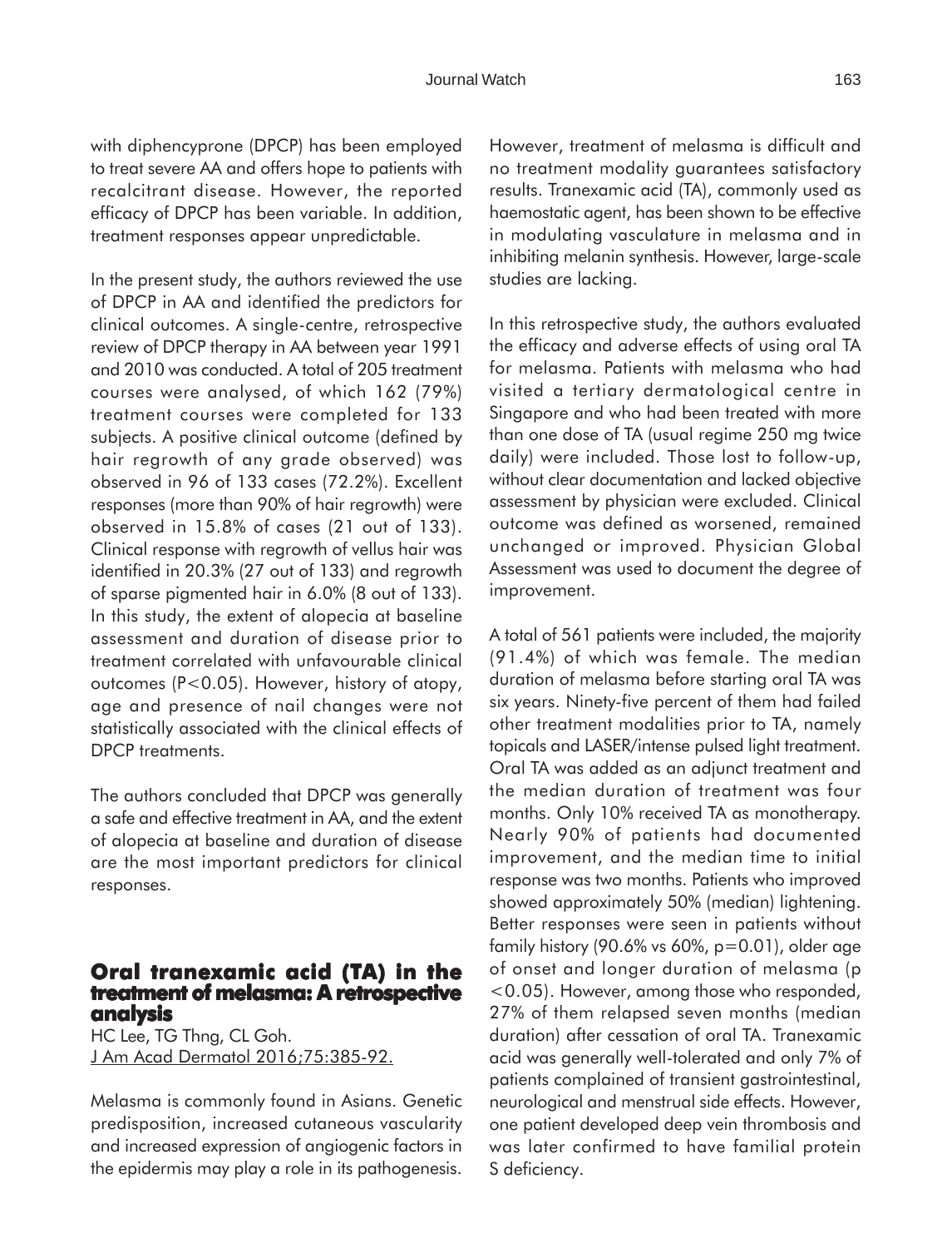with diphencyprone (DPCP) has been employed to treat severe AA and offers hope to patients with recalcitrant disease. However, the reported efficacy of DPCP has been variable. In addition, treatment responses appear unpredictable.

In the present study, the authors reviewed the use of DPCP in AA and identified the predictors for clinical outcomes. A single-centre, retrospective review of DPCP therapy in AA between year 1991 and 2010 was conducted. A total of 205 treatment courses were analysed, of which 162 (79%) treatment courses were completed for 133 subjects. A positive clinical outcome (defined by hair regrowth of any grade observed) was observed in 96 of 133 cases (72.2%). Excellent responses (more than 90% of hair regrowth) were observed in 15.8% of cases (21 out of 133). Clinical response with regrowth of vellus hair was identified in 20.3% (27 out of 133) and regrowth of sparse pigmented hair in 6.0% (8 out of 133). In this study, the extent of alopecia at baseline assessment and duration of disease prior to treatment correlated with unfavourable clinical outcomes ($P<0.05$). However, history of atopy, age and presence of nail changes were not statistically associated with the clinical effects of DPCP treatments.

The authors concluded that DPCP was generally a safe and effective treatment in AA, and the extent of alopecia at baseline and duration of disease are the most important predictors for clinical responses.

## Oral tranexamic acid (TA) in the treatment of melasma: A retrospective analysis

HC Lee, TG Thng, CL Goh.
J Am Acad Dermatol 2016;75:385-92.

Melasma is commonly found in Asians. Genetic predisposition, increased cutaneous vascularity and increased expression of angiogenic factors in the epidermis may play a role in its pathogenesis. However, treatment of melasma is difficult and no treatment modality guarantees satisfactory results. Tranexamic acid (TA), commonly used as haemostatic agent, has been shown to be effective in modulating vasculature in melasma and in inhibiting melanin synthesis. However, large-scale studies are lacking.

In this retrospective study, the authors evaluated the efficacy and adverse effects of using oral TA for melasma. Patients with melasma who had visited a tertiary dermatological centre in Singapore and who had been treated with more than one dose of TA (usual regime 250 mg twice daily) were included. Those lost to follow-up, without clear documentation and lacked objective assessment by physician were excluded. Clinical outcome was defined as worsened, remained unchanged or improved. Physician Global Assessment was used to document the degree of improvement.

A total of 561 patients were included, the majority (91.4%) of which was female. The median duration of melasma before starting oral TA was six years. Ninety-five percent of them had failed other treatment modalities prior to TA, namely topicals and LASER/intense pulsed light treatment. Oral TA was added as an adjunct treatment and the median duration of treatment was four months. Only 10% received TA as monotherapy. Nearly 90% of patients had documented improvement, and the median time to initial response was two months. Patients who improved showed approximately 50% (median) lightening. Better responses were seen in patients without family history (90.6% vs 60%, $p=0.01$), older age of onset and longer duration of melasma ($p<0.05$). However, among those who responded, 27% of them relapsed seven months (median duration) after cessation of oral TA. Tranexamic acid was generally well-tolerated and only 7% of patients complained of transient gastrointestinal, neurological and menstrual side effects. However, one patient developed deep vein thrombosis and was later confirmed to have familial protein S deficiency.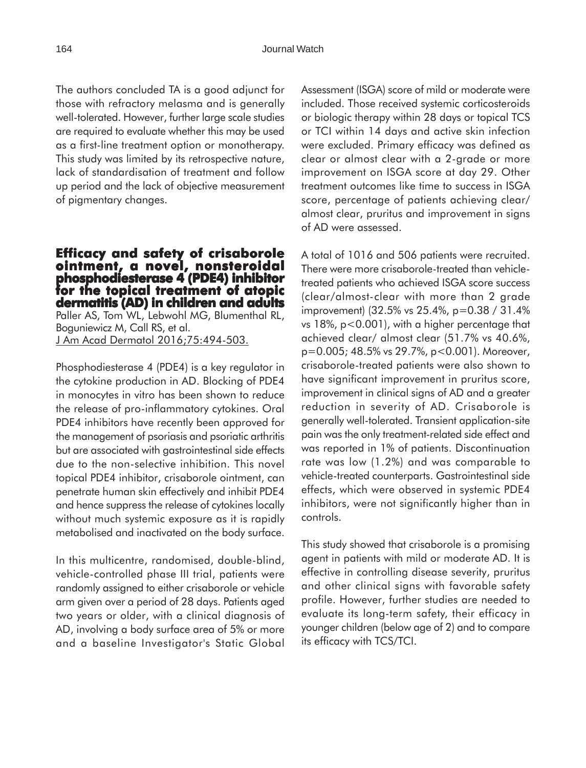The authors concluded TA is a good adjunct for those with refractory melasma and is generally well-tolerated. However, further large scale studies are required to evaluate whether this may be used as a first-line treatment option or monotherapy. This study was limited by its retrospective nature, lack of standardisation of treatment and follow up period and the lack of objective measurement of pigmentary changes.

## Efficacy and safety of crisaborole ointment, a novel, nonsteroidal phosphodiesterase 4 (PDE4) inhibitor for the topical treatment of atopic dermatitis (AD) in children and adults

Paller AS, Tom WL, Lebwohl MG, Blumenthal RL, Boguniewicz M, Call RS, et al.
J Am Acad Dermatol 2016;75:494-503.

Phosphodiesterase 4 (PDE4) is a key regulator in the cytokine production in AD. Blocking of PDE4 in monocytes in vitro has been shown to reduce the release of pro-inflammatory cytokines. Oral PDE4 inhibitors have recently been approved for the management of psoriasis and psoriatic arthritis but are associated with gastrointestinal side effects due to the non-selective inhibition. This novel topical PDE4 inhibitor, crisaborole ointment, can penetrate human skin effectively and inhibit PDE4 and hence suppress the release of cytokines locally without much systemic exposure as it is rapidly metabolised and inactivated on the body surface.

In this multicentre, randomised, double-blind, vehicle-controlled phase III trial, patients were randomly assigned to either crisaborole or vehicle arm given over a period of 28 days. Patients aged two years or older, with a clinical diagnosis of AD, involving a body surface area of 5% or more and a baseline Investigator's Static Global Assessment (ISGA) score of mild or moderate were included. Those received systemic corticosteroids or biologic therapy within 28 days or topical TCS or TCI within 14 days and active skin infection were excluded. Primary efficacy was defined as clear or almost clear with a 2-grade or more improvement on ISGA score at day 29. Other treatment outcomes like time to success in ISGA score, percentage of patients achieving clear/almost clear, pruritus and improvement in signs of AD were assessed.

A total of 1016 and 506 patients were recruited. There were more crisaborole-treated than vehicle-treated patients who achieved ISGA score success (clear/almost-clear with more than 2 grade improvement) (32.5% vs 25.4%, $p=0.38$ / 31.4% vs 18%, $p<0.001$), with a higher percentage that achieved clear/ almost clear (51.7% vs 40.6%, $p=0.005$; 48.5% vs 29.7%, $p<0.001$). Moreover, crisaborole-treated patients were also shown to have significant improvement in pruritus score, improvement in clinical signs of AD and a greater reduction in severity of AD. Crisaborole is generally well-tolerated. Transient application-site pain was the only treatment-related side effect and was reported in 1% of patients. Discontinuation rate was low (1.2%) and was comparable to vehicle-treated counterparts. Gastrointestinal side effects, which were observed in systemic PDE4 inhibitors, were not significantly higher than in controls.

This study showed that crisaborole is a promising agent in patients with mild or moderate AD. It is effective in controlling disease severity, pruritus and other clinical signs with favorable safety profile. However, further studies are needed to evaluate its long-term safety, their efficacy in younger children (below age of 2) and to compare its efficacy with TCS/TCI.